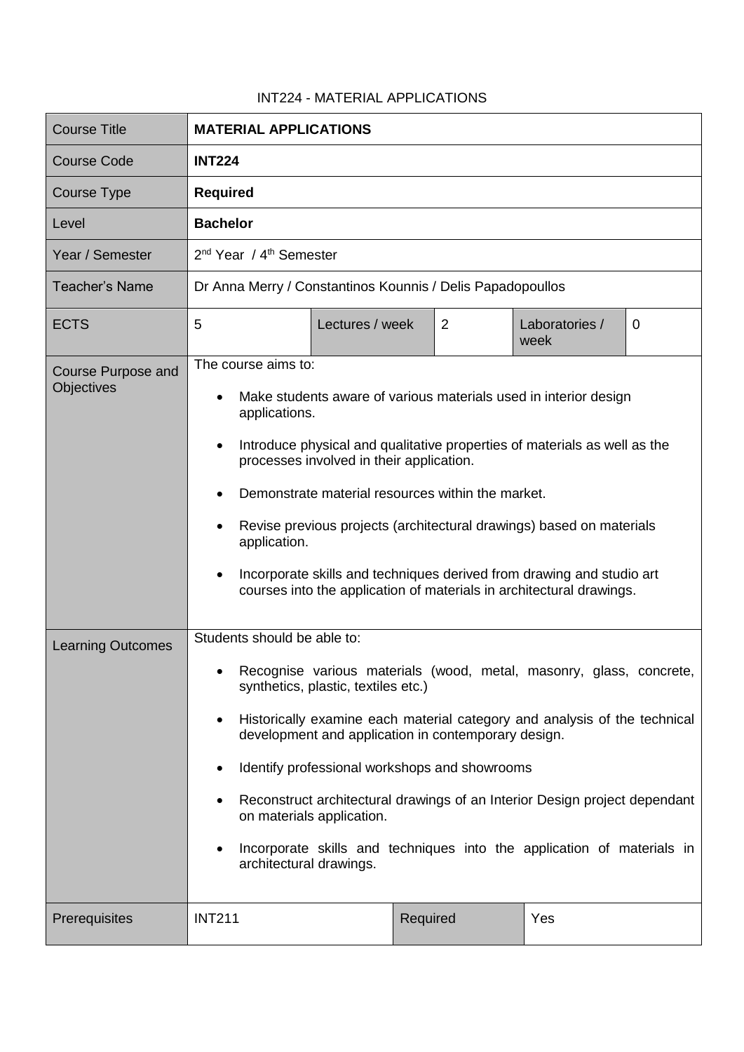# INT224 - MATERIAL APPLICATIONS

| Course Title | **MATERIAL APPLICATIONS** | | | | |
|---|---|---|---|---|---|
| Course Code | **INT224** | | | | |
| Course Type | **Required** | | | | |
| Level | **Bachelor** | | | | |
| Year / Semester | 2nd Year / 4th Semester | | | | |
| Teacher's Name | Dr Anna Merry / Constantinos Kounnis / Delis Papadopoullos | | | | |
| ECTS | 5 | Lectures / week | 2 | Laboratories / week | 0 |
| Course Purpose and Objectives | The course aims to:<br>• Make students aware of various materials used in interior design applications.<br>• Introduce physical and qualitative properties of materials as well as the processes involved in their application.<br>• Demonstrate material resources within the market.<br>• Revise previous projects (architectural drawings) based on materials application.<br>• Incorporate skills and techniques derived from drawing and studio art courses into the application of materials in architectural drawings. | | | | |
| Learning Outcomes | Students should be able to:<br>• Recognise various materials (wood, metal, masonry, glass, concrete, synthetics, plastic, textiles etc.)<br>• Historically examine each material category and analysis of the technical development and application in contemporary design.<br>• Identify professional workshops and showrooms<br>• Reconstruct architectural drawings of an Interior Design project dependant on materials application.<br>• Incorporate skills and techniques into the application of materials in architectural drawings. | | | | |
| Prerequisites | INT211 | | Required | | Yes |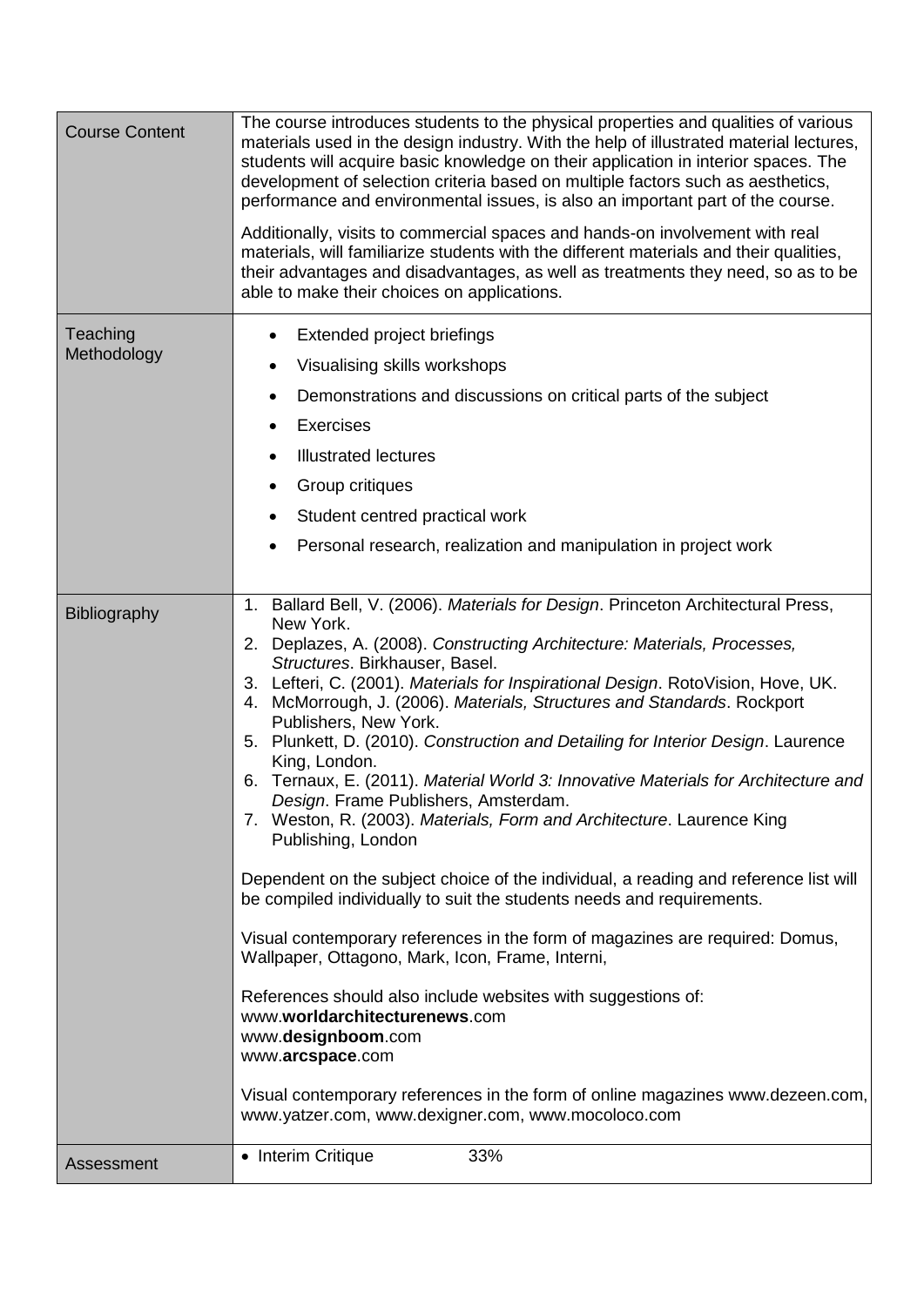| | |
|---|---|
| Course Content | The course introduces students to the physical properties and qualities of various materials used in the design industry. With the help of illustrated material lectures, students will acquire basic knowledge on their application in interior spaces. The development of selection criteria based on multiple factors such as aesthetics, performance and environmental issues, is also an important part of the course.<br><br>Additionally, visits to commercial spaces and hands-on involvement with real materials, will familiarize students with the different materials and their qualities, their advantages and disadvantages, as well as treatments they need, so as to be able to make their choices on applications. |
| Teaching Methodology | • Extended project briefings<br>• Visualising skills workshops<br>• Demonstrations and discussions on critical parts of the subject<br>• Exercises<br>• Illustrated lectures<br>• Group critiques<br>• Student centred practical work<br>• Personal research, realization and manipulation in project work |
| Bibliography | 1. Ballard Bell, V. (2006). *Materials for Design*. Princeton Architectural Press, New York.<br>2. Deplazes, A. (2008). *Constructing Architecture: Materials, Processes, Structures*. Birkhauser, Basel.<br>3. Lefteri, C. (2001). *Materials for Inspirational Design*. RotoVision, Hove, UK.<br>4. McMorrough, J. (2006). *Materials, Structures and Standards*. Rockport Publishers, New York.<br>5. Plunkett, D. (2010). *Construction and Detailing for Interior Design*. Laurence King, London.<br>6. Ternaux, E. (2011). *Material World 3: Innovative Materials for Architecture and Design*. Frame Publishers, Amsterdam.<br>7. Weston, R. (2003). *Materials, Form and Architecture*. Laurence King Publishing, London<br><br>Dependent on the subject choice of the individual, a reading and reference list will be compiled individually to suit the students needs and requirements.<br><br>Visual contemporary references in the form of magazines are required: Domus, Wallpaper, Ottagono, Mark, Icon, Frame, Interni,<br><br>References should also include websites with suggestions of:<br>www.**worldarchitecturenews**.com<br>www.**designboom**.com<br>www.**arcspace**.com<br><br>Visual contemporary references in the form of online magazines www.dezeen.com, www.yatzer.com, www.dexigner.com, www.mocoloco.com |
| Assessment | • Interim Critique 33% |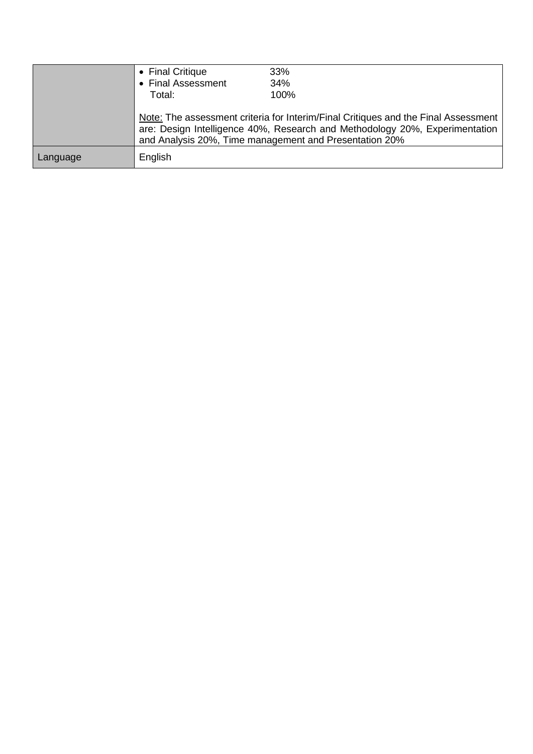| | |
|---|---|
| | • Final Critique 33%<br>• Final Assessment 34%<br>Total: 100%<br><br><u>Note:</u> The assessment criteria for Interim/Final Critiques and the Final Assessment are: Design Intelligence 40%, Research and Methodology 20%, Experimentation and Analysis 20%, Time management and Presentation 20% |
| Language | English |